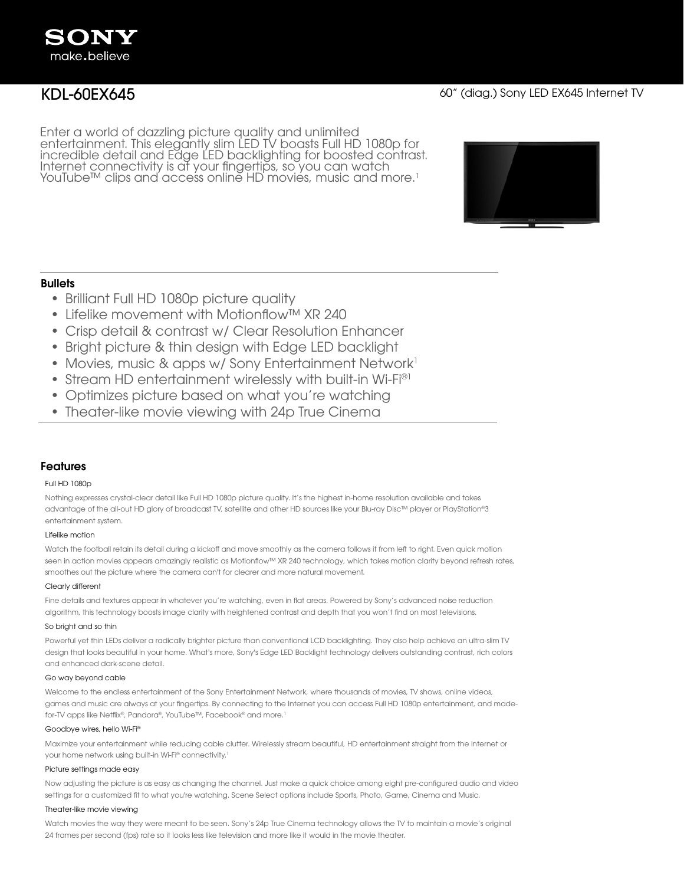SONY
make.believe

# KDL-60EX645

60” (diag.) Sony LED EX645 Internet TV

Enter a world of dazzling picture quality and unlimited entertainment. This elegantly slim LED TV boasts Full HD 1080p for incredible detail and Edge LED backlighting for boosted contrast. Internet connectivity is at your fingertips, so you can watch YouTube™ clips and access online HD movies, music and more.[1]

## Bullets

- Brilliant Full HD 1080p picture quality
- Lifelike movement with Motionflow™ XR 240
- Crisp detail & contrast w/ Clear Resolution Enhancer
- Bright picture & thin design with Edge LED backlight
- Movies, music & apps w/ Sony Entertainment Network[1]
- Stream HD entertainment wirelessly with built-in Wi-Fi®[1]
- Optimizes picture based on what you’re watching
- Theater-like movie viewing with 24p True Cinema

## Features

### Full HD 1080p

Nothing expresses crystal-clear detail like Full HD 1080p picture quality. It’s the highest in-home resolution available and takes advantage of the all-out HD glory of broadcast TV, satellite and other HD sources like your Blu-ray Disc™ player or PlayStation®3 entertainment system.

### Lifelike motion

Watch the football retain its detail during a kickoff and move smoothly as the camera follows it from left to right. Even quick motion seen in action movies appears amazingly realistic as Motionflow™ XR 240 technology, which takes motion clarity beyond refresh rates, smoothes out the picture where the camera can't for clearer and more natural movement.

### Clearly different

Fine details and textures appear in whatever you’re watching, even in flat areas. Powered by Sony’s advanced noise reduction algorithm, this technology boosts image clarity with heightened contrast and depth that you won’t find on most televisions.

### So bright and so thin

Powerful yet thin LEDs deliver a radically brighter picture than conventional LCD backlighting. They also help achieve an ultra-slim TV design that looks beautiful in your home. What's more, Sony's Edge LED Backlight technology delivers outstanding contrast, rich colors and enhanced dark-scene detail.

### Go way beyond cable

Welcome to the endless entertainment of the Sony Entertainment Network, where thousands of movies, TV shows, online videos, games and music are always at your fingertips. By connecting to the Internet you can access Full HD 1080p entertainment, and made-for-TV apps like Netflix®, Pandora®, YouTube™, Facebook® and more.[1]

### Goodbye wires, hello Wi-Fi®

Maximize your entertainment while reducing cable clutter. Wirelessly stream beautiful, HD entertainment straight from the internet or your home network using built-in Wi-Fi® connectivity.[1]

### Picture settings made easy

Now adjusting the picture is as easy as changing the channel. Just make a quick choice among eight pre-configured audio and video settings for a customized fit to what you're watching. Scene Select options include Sports, Photo, Game, Cinema and Music.

### Theater-like movie viewing

Watch movies the way they were meant to be seen. Sony’s 24p True Cinema technology allows the TV to maintain a movie’s original 24 frames per second (fps) rate so it looks less like television and more like it would in the movie theater.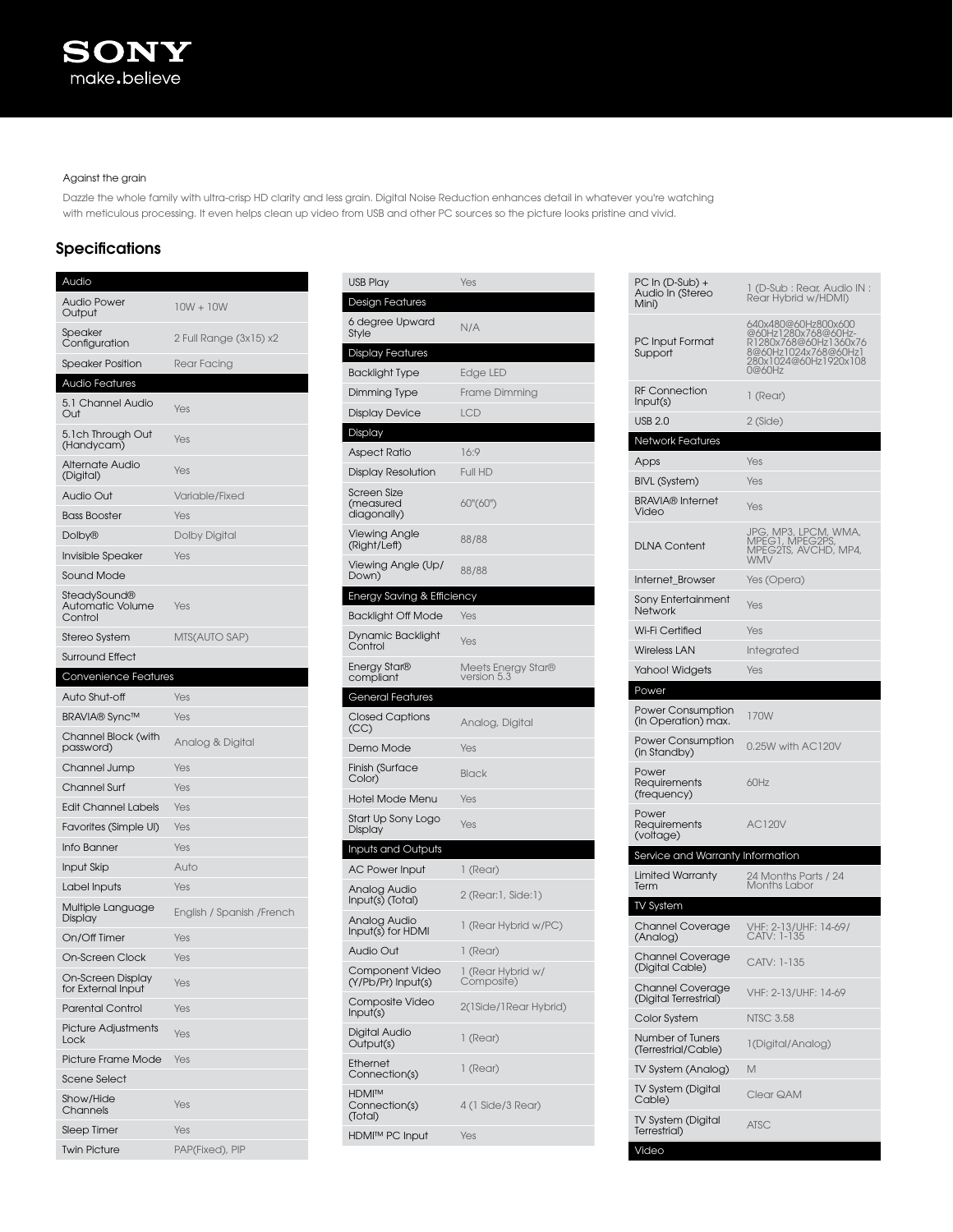Against the grain

Dazzle the whole family with ultra-crisp HD clarity and less grain. Digital Noise Reduction enhances detail in whatever you're watching with meticulous processing. It even helps clean up video from USB and other PC sources so the picture looks pristine and vivid.

## Specifications

| Audio | |
|---|---|
| Audio Power Output | 10W + 10W |
| Speaker Configuration | 2 Full Range (3x15) x2 |
| Speaker Position | Rear Facing |
| **Audio Features** | |
| 5.1 Channel Audio Out | Yes |
| 5.1ch Through Out (Handycam) | Yes |
| Alternate Audio (Digital) | Yes |
| Audio Out | Variable/Fixed |
| Bass Booster | Yes |
| Dolby® | Dolby Digital |
| Invisible Speaker | Yes |
| Sound Mode | |
| SteadySound® Automatic Volume Control | Yes |
| Stereo System | MTS(AUTO SAP) |
| Surround Effect | |
| **Convenience Features** | |
| Auto Shut-off | Yes |
| BRAVIA® Sync™ | Yes |
| Channel Block (with password) | Analog & Digital |
| Channel Jump | Yes |
| Channel Surf | Yes |
| Edit Channel Labels | Yes |
| Favorites (Simple UI) | Yes |
| Info Banner | Yes |
| Input Skip | Auto |
| Label Inputs | Yes |
| Multiple Language Display | English / Spanish /French |
| On/Off Timer | Yes |
| On-Screen Clock | Yes |
| On-Screen Display for External Input | Yes |
| Parental Control | Yes |
| Picture Adjustments Lock | Yes |
| Picture Frame Mode | Yes |
| Scene Select | |
| Show/Hide Channels | Yes |
| Sleep Timer | Yes |
| Twin Picture | PAP(Fixed), PIP |
| USB Play | Yes |
| **Design Features** | |
| 6 degree Upward Style | N/A |
| **Display Features** | |
| Backlight Type | Edge LED |
| Dimming Type | Frame Dimming |
| Display Device | LCD |
| **Display** | |
| Aspect Ratio | 16:9 |
| Display Resolution | Full HD |
| Screen Size (measured diagonally) | 60"(60") |
| Viewing Angle (Right/Left) | 88/88 |
| Viewing Angle (Up/Down) | 88/88 |
| **Energy Saving & Efficiency** | |
| Backlight Off Mode | Yes |
| Dynamic Backlight Control | Yes |
| Energy Star® compliant | Meets Energy Star® version 5.3 |
| **General Features** | |
| Closed Captions (CC) | Analog, Digital |
| Demo Mode | Yes |
| Finish (Surface Color) | Black |
| Hotel Mode Menu | Yes |
| Start Up Sony Logo Display | Yes |
| **Inputs and Outputs** | |
| AC Power Input | 1 (Rear) |
| Analog Audio Input(s) (Total) | 2 (Rear:1, Side:1) |
| Analog Audio Input(s) for HDMI | 1 (Rear Hybrid w/PC) |
| Audio Out | 1 (Rear) |
| Component Video (Y/Pb/Pr) Input(s) | 1 (Rear Hybrid w/ Composite) |
| Composite Video Input(s) | 2(1Side/1Rear Hybrid) |
| Digital Audio Output(s) | 1 (Rear) |
| Ethernet Connection(s) | 1 (Rear) |
| HDMI™ Connection(s) (Total) | 4 (1 Side/3 Rear) |
| HDMI™ PC Input | Yes |
| PC In (D-Sub) + Audio In (Stereo Mini) | 1 (D-Sub : Rear, Audio IN : Rear Hybrid w/HDMI) |
| PC Input Format Support | 640x480@60Hz800x600@60Hz1280x768@60Hz-R1280x768@60Hz1360x768@60Hz1024x768@60Hz1280x1024@60Hz1920x1080@60Hz |
| RF Connection Input(s) | 1 (Rear) |
| USB 2.0 | 2 (Side) |
| **Network Features** | |
| Apps | Yes |
| BIVL (System) | Yes |
| BRAVIA® Internet Video | Yes |
| DLNA Content | JPG, MP3, LPCM, WMA, MPEG1, MPEG2PS, MPEG2TS, AVCHD, MP4, WMV |
| Internet_Browser | Yes (Opera) |
| Sony Entertainment Network | Yes |
| Wi-Fi Certified | Yes |
| Wireless LAN | Integrated |
| Yahoo! Widgets | Yes |
| **Power** | |
| Power Consumption (in Operation) max. | 170W |
| Power Consumption (in Standby) | 0.25W with AC120V |
| Power Requirements (frequency) | 60Hz |
| Power Requirements (voltage) | AC120V |
| **Service and Warranty Information** | |
| Limited Warranty Term | 24 Months Parts / 24 Months Labor |
| **TV System** | |
| Channel Coverage (Analog) | VHF: 2-13/UHF: 14-69/ CATV: 1-135 |
| Channel Coverage (Digital Cable) | CATV: 1-135 |
| Channel Coverage (Digital Terrestrial) | VHF: 2-13/UHF: 14-69 |
| Color System | NTSC 3.58 |
| Number of Tuners (Terrestrial/Cable) | 1(Digital/Analog) |
| TV System (Analog) | M |
| TV System (Digital Cable) | Clear QAM |
| TV System (Digital Terrestrial) | ATSC |
| **Video** | |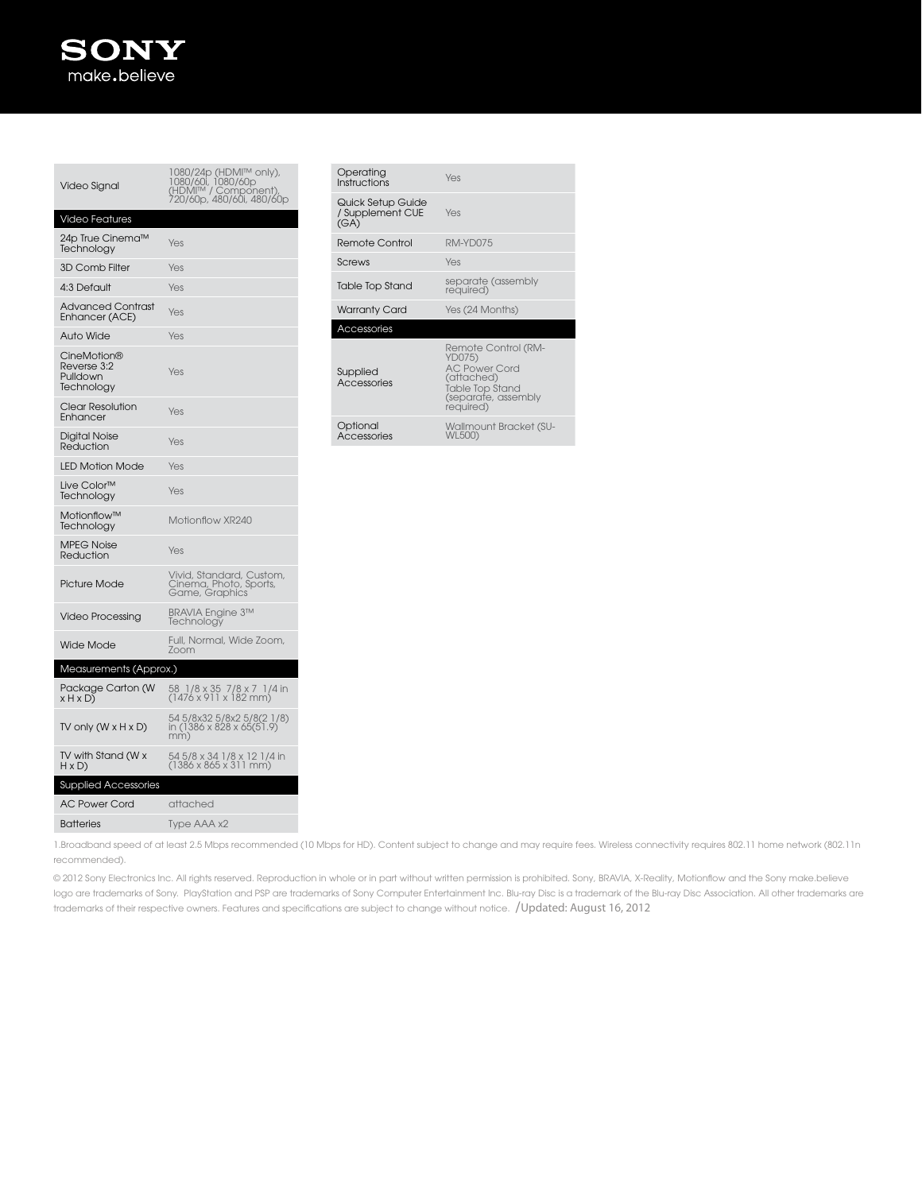SONY
make.believe

| | |
|---|---|
| Video Signal | 1080/24p (HDMI™ only), 1080/60i, 1080/60p (HDMI™ / Component), 720/60p, 480/60i, 480/60p |
| **Video Features** | |
| 24p True Cinema™ Technology | Yes |
| 3D Comb Filter | Yes |
| 4:3 Default | Yes |
| Advanced Contrast Enhancer (ACE) | Yes |
| Auto Wide | Yes |
| CineMotion® Reverse 3:2 Pulldown Technology | Yes |
| Clear Resolution Enhancer | Yes |
| Digital Noise Reduction | Yes |
| LED Motion Mode | Yes |
| Live Color™ Technology | Yes |
| Motionflow™ Technology | Motionflow XR240 |
| MPEG Noise Reduction | Yes |
| Picture Mode | Vivid, Standard, Custom, Cinema, Photo, Sports, Game, Graphics |
| Video Processing | BRAVIA Engine 3™ Technology |
| Wide Mode | Full, Normal, Wide Zoom, Zoom |
| **Measurements (Approx.)** | |
| Package Carton (W x H x D) | 58 1/8 x 35 7/8 x 7 1/4 in (1476 x 911 x 182 mm) |
| TV only (W x H x D) | 54 5/8x32 5/8x2 5/8(2 1/8) in (1386 x 828 x 65(51.9) mm) |
| TV with Stand (W x H x D) | 54 5/8 x 34 1/8 x 12 1/4 in (1386 x 865 x 311 mm) |
| **Supplied Accessories** | |
| AC Power Cord | attached |
| Batteries | Type AAA x2 |
| Operating Instructions | Yes |
| Quick Setup Guide / Supplement CUE (GA) | Yes |
| Remote Control | RM-YD075 |
| Screws | Yes |
| Table Top Stand | separate (assembly required) |
| Warranty Card | Yes (24 Months) |
| **Accessories** | |
| Supplied Accessories | Remote Control (RM-YD075) AC Power Cord (attached) Table Top Stand (separate, assembly required) |
| Optional Accessories | Wallmount Bracket (SU-WL500) |

1.Broadband speed of at least 2.5 Mbps recommended (10 Mbps for HD). Content subject to change and may require fees. Wireless connectivity requires 802.11 home network (802.11n recommended).

© 2012 Sony Electronics Inc. All rights reserved. Reproduction in whole or in part without written permission is prohibited. Sony, BRAVIA, X-Reality, Motionflow and the Sony make.believe logo are trademarks of Sony. PlayStation and PSP are trademarks of Sony Computer Entertainment Inc. Blu-ray Disc is a trademark of the Blu-ray Disc Association. All other trademarks are trademarks of their respective owners. Features and specifications are subject to change without notice. /Updated: August 16, 2012